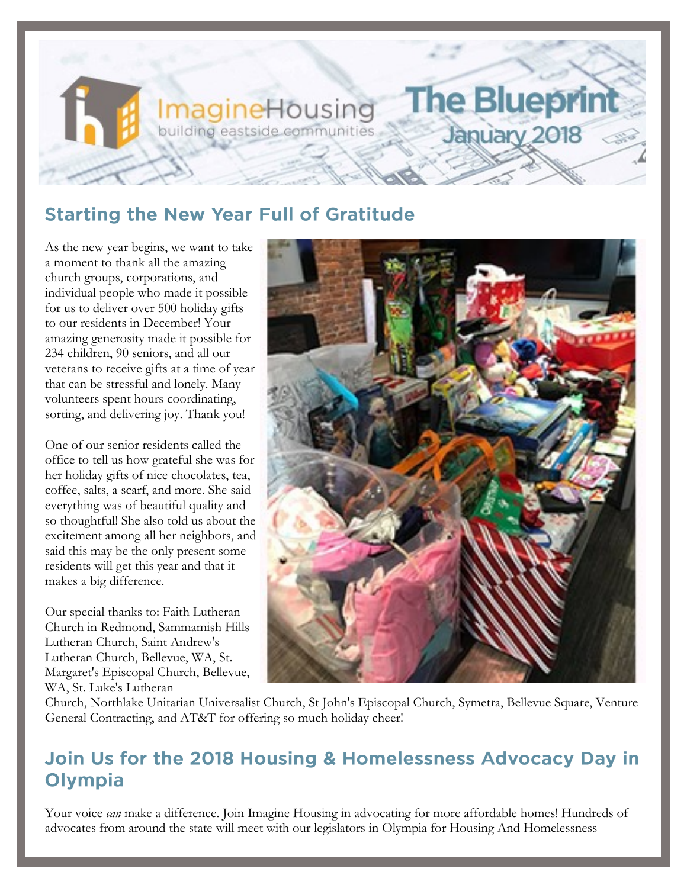# Imagine Housing — building eastside communities

## The Blueprint
### January 2018

## Starting the New Year Full of Gratitude

As the new year begins, we want to take a moment to thank all the amazing church groups, corporations, and individual people who made it possible for us to deliver over 500 holiday gifts to our residents in December! Your amazing generosity made it possible for 234 children, 90 seniors, and all our veterans to receive gifts at a time of year that can be stressful and lonely. Many volunteers spent hours coordinating, sorting, and delivering joy. Thank you!

One of our senior residents called the office to tell us how grateful she was for her holiday gifts of nice chocolates, tea, coffee, salts, a scarf, and more. She said everything was of beautiful quality and so thoughtful! She also told us about the excitement among all her neighbors, and said this may be the only present some residents will get this year and that it makes a big difference.

Our special thanks to: Faith Lutheran Church in Redmond, Sammamish Hills Lutheran Church, Saint Andrew's Lutheran Church, Bellevue, WA, St. Margaret's Episcopal Church, Bellevue, WA, St. Luke's Lutheran Church, Northlake Unitarian Universalist Church, St John's Episcopal Church, Symetra, Bellevue Square, Venture General Contracting, and AT&T for offering so much holiday cheer!

## Join Us for the 2018 Housing & Homelessness Advocacy Day in Olympia

Your voice *can* make a difference. Join Imagine Housing in advocating for more affordable homes! Hundreds of advocates from around the state will meet with our legislators in Olympia for Housing And Homelessness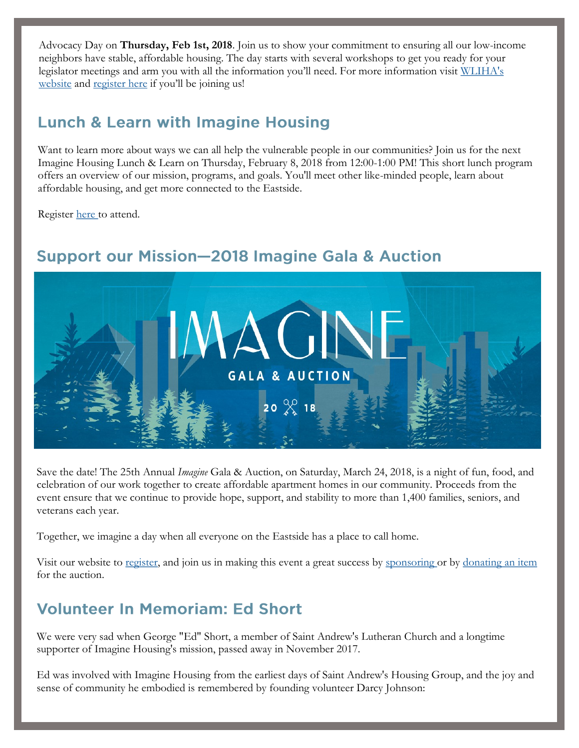Advocacy Day on **Thursday, Feb 1st, 2018**. Join us to show your commitment to ensuring all our low-income neighbors have stable, affordable housing. The day starts with several workshops to get you ready for your legislator meetings and arm you with all the information you'll need. For more information visit WLIHA's website and register here if you'll be joining us!

## Lunch & Learn with Imagine Housing

Want to learn more about ways we can all help the vulnerable people in our communities? Join us for the next Imagine Housing Lunch & Learn on Thursday, February 8, 2018 from 12:00-1:00 PM! This short lunch program offers an overview of our mission, programs, and goals. You'll meet other like-minded people, learn about affordable housing, and get more connected to the Eastside.

Register here to attend.

## Support our Mission—2018 Imagine Gala & Auction

IMAGINE GALA & AUCTION 2018

Save the date! The 25th Annual *Imagine* Gala & Auction, on Saturday, March 24, 2018, is a night of fun, food, and celebration of our work together to create affordable apartment homes in our community. Proceeds from the event ensure that we continue to provide hope, support, and stability to more than 1,400 families, seniors, and veterans each year.

Together, we imagine a day when all everyone on the Eastside has a place to call home.

Visit our website to register, and join us in making this event a great success by sponsoring or by donating an item for the auction.

## Volunteer In Memoriam: Ed Short

We were very sad when George "Ed" Short, a member of Saint Andrew's Lutheran Church and a longtime supporter of Imagine Housing's mission, passed away in November 2017.

Ed was involved with Imagine Housing from the earliest days of Saint Andrew's Housing Group, and the joy and sense of community he embodied is remembered by founding volunteer Darcy Johnson: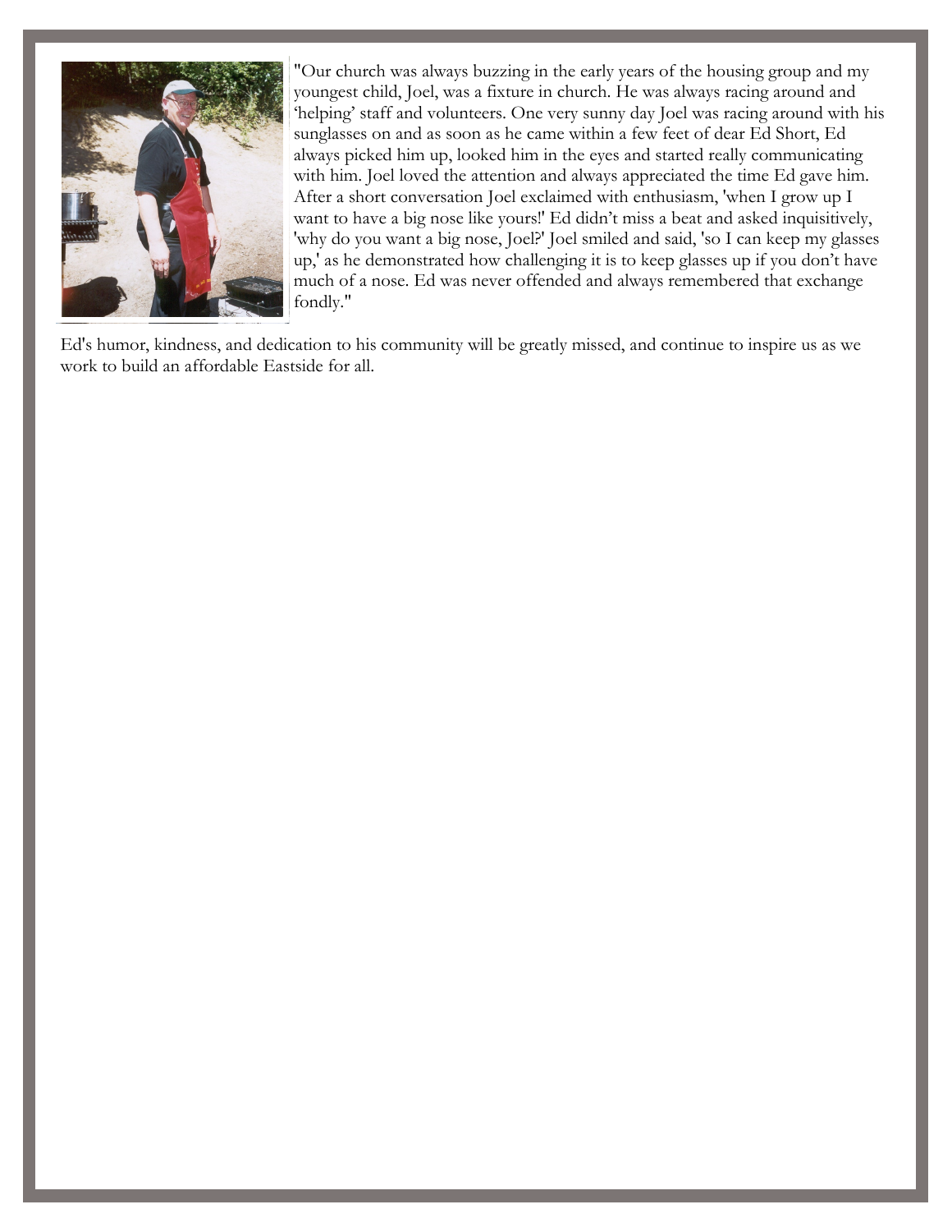"Our church was always buzzing in the early years of the housing group and my youngest child, Joel, was a fixture in church. He was always racing around and 'helping' staff and volunteers. One very sunny day Joel was racing around with his sunglasses on and as soon as he came within a few feet of dear Ed Short, Ed always picked him up, looked him in the eyes and started really communicating with him. Joel loved the attention and always appreciated the time Ed gave him. After a short conversation Joel exclaimed with enthusiasm, 'when I grow up I want to have a big nose like yours!' Ed didn't miss a beat and asked inquisitively, 'why do you want a big nose, Joel?' Joel smiled and said, 'so I can keep my glasses up,' as he demonstrated how challenging it is to keep glasses up if you don't have much of a nose. Ed was never offended and always remembered that exchange fondly."

Ed's humor, kindness, and dedication to his community will be greatly missed, and continue to inspire us as we work to build an affordable Eastside for all.